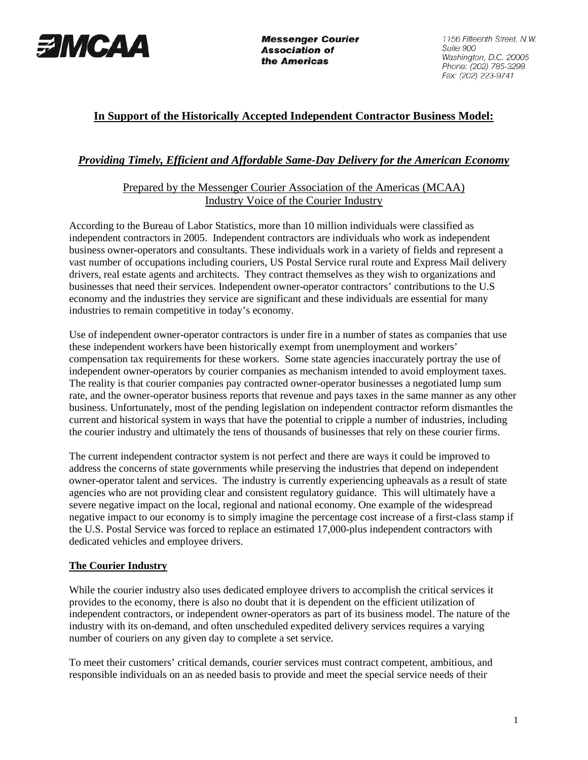MCAA

**Messenger Courier Association of the Americas**

1156 Fifteenth Street, N.W.
Suite 900
Washington, D.C. 20005
Phone: (202) 785-3298
Fax: (202) 223-9741

# In Support of the Historically Accepted Independent Contractor Business Model:

## *Providing Timely, Efficient and Affordable Same-Day Delivery for the American Economy*

Prepared by the Messenger Courier Association of the Americas (MCAA)
Industry Voice of the Courier Industry

According to the Bureau of Labor Statistics, more than 10 million individuals were classified as independent contractors in 2005. Independent contractors are individuals who work as independent business owner-operators and consultants. These individuals work in a variety of fields and represent a vast number of occupations including couriers, US Postal Service rural route and Express Mail delivery drivers, real estate agents and architects. They contract themselves as they wish to organizations and businesses that need their services. Independent owner-operator contractors' contributions to the U.S economy and the industries they service are significant and these individuals are essential for many industries to remain competitive in today's economy.

Use of independent owner-operator contractors is under fire in a number of states as companies that use these independent workers have been historically exempt from unemployment and workers' compensation tax requirements for these workers. Some state agencies inaccurately portray the use of independent owner-operators by courier companies as mechanism intended to avoid employment taxes. The reality is that courier companies pay contracted owner-operator businesses a negotiated lump sum rate, and the owner-operator business reports that revenue and pays taxes in the same manner as any other business. Unfortunately, most of the pending legislation on independent contractor reform dismantles the current and historical system in ways that have the potential to cripple a number of industries, including the courier industry and ultimately the tens of thousands of businesses that rely on these courier firms.

The current independent contractor system is not perfect and there are ways it could be improved to address the concerns of state governments while preserving the industries that depend on independent owner-operator talent and services. The industry is currently experiencing upheavals as a result of state agencies who are not providing clear and consistent regulatory guidance. This will ultimately have a severe negative impact on the local, regional and national economy. One example of the widespread negative impact to our economy is to simply imagine the percentage cost increase of a first-class stamp if the U.S. Postal Service was forced to replace an estimated 17,000-plus independent contractors with dedicated vehicles and employee drivers.

### The Courier Industry

While the courier industry also uses dedicated employee drivers to accomplish the critical services it provides to the economy, there is also no doubt that it is dependent on the efficient utilization of independent contractors, or independent owner-operators as part of its business model. The nature of the industry with its on-demand, and often unscheduled expedited delivery services requires a varying number of couriers on any given day to complete a set service.

To meet their customers' critical demands, courier services must contract competent, ambitious, and responsible individuals on an as needed basis to provide and meet the special service needs of their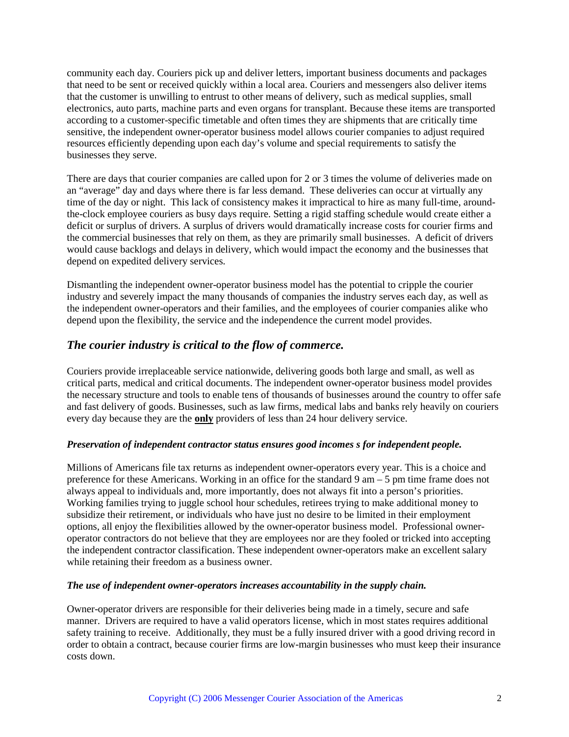community each day. Couriers pick up and deliver letters, important business documents and packages that need to be sent or received quickly within a local area. Couriers and messengers also deliver items that the customer is unwilling to entrust to other means of delivery, such as medical supplies, small electronics, auto parts, machine parts and even organs for transplant. Because these items are transported according to a customer-specific timetable and often times they are shipments that are critically time sensitive, the independent owner-operator business model allows courier companies to adjust required resources efficiently depending upon each day's volume and special requirements to satisfy the businesses they serve.

There are days that courier companies are called upon for 2 or 3 times the volume of deliveries made on an "average" day and days where there is far less demand. These deliveries can occur at virtually any time of the day or night. This lack of consistency makes it impractical to hire as many full-time, around-the-clock employee couriers as busy days require. Setting a rigid staffing schedule would create either a deficit or surplus of drivers. A surplus of drivers would dramatically increase costs for courier firms and the commercial businesses that rely on them, as they are primarily small businesses. A deficit of drivers would cause backlogs and delays in delivery, which would impact the economy and the businesses that depend on expedited delivery services.

Dismantling the independent owner-operator business model has the potential to cripple the courier industry and severely impact the many thousands of companies the industry serves each day, as well as the independent owner-operators and their families, and the employees of courier companies alike who depend upon the flexibility, the service and the independence the current model provides.

## *The courier industry is critical to the flow of commerce.*

Couriers provide irreplaceable service nationwide, delivering goods both large and small, as well as critical parts, medical and critical documents. The independent owner-operator business model provides the necessary structure and tools to enable tens of thousands of businesses around the country to offer safe and fast delivery of goods. Businesses, such as law firms, medical labs and banks rely heavily on couriers every day because they are the **only** providers of less than 24 hour delivery service.

### *Preservation of independent contractor status ensures good incomes s for independent people.*

Millions of Americans file tax returns as independent owner-operators every year. This is a choice and preference for these Americans. Working in an office for the standard 9 am – 5 pm time frame does not always appeal to individuals and, more importantly, does not always fit into a person's priorities. Working families trying to juggle school hour schedules, retirees trying to make additional money to subsidize their retirement, or individuals who have just no desire to be limited in their employment options, all enjoy the flexibilities allowed by the owner-operator business model. Professional owner-operator contractors do not believe that they are employees nor are they fooled or tricked into accepting the independent contractor classification. These independent owner-operators make an excellent salary while retaining their freedom as a business owner.

### *The use of independent owner-operators increases accountability in the supply chain.*

Owner-operator drivers are responsible for their deliveries being made in a timely, secure and safe manner. Drivers are required to have a valid operators license, which in most states requires additional safety training to receive. Additionally, they must be a fully insured driver with a good driving record in order to obtain a contract, because courier firms are low-margin businesses who must keep their insurance costs down.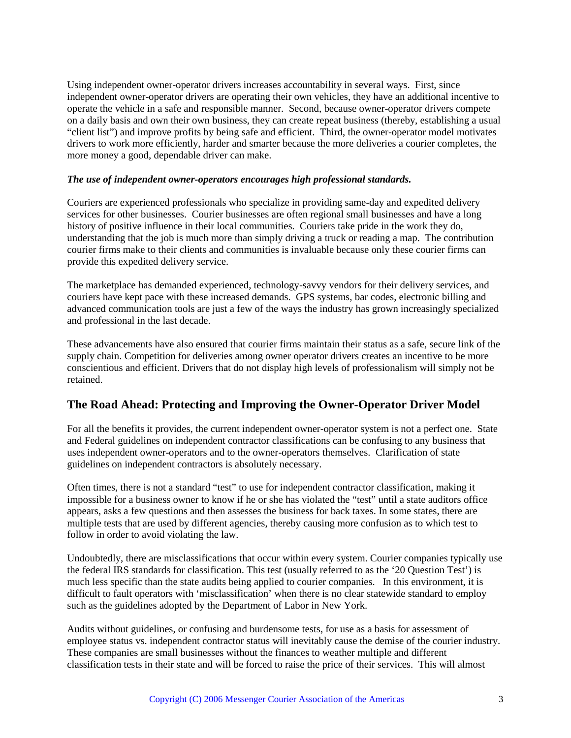Using independent owner-operator drivers increases accountability in several ways. First, since independent owner-operator drivers are operating their own vehicles, they have an additional incentive to operate the vehicle in a safe and responsible manner. Second, because owner-operator drivers compete on a daily basis and own their own business, they can create repeat business (thereby, establishing a usual "client list") and improve profits by being safe and efficient. Third, the owner-operator model motivates drivers to work more efficiently, harder and smarter because the more deliveries a courier completes, the more money a good, dependable driver can make.

***The use of independent owner-operators encourages high professional standards.***

Couriers are experienced professionals who specialize in providing same-day and expedited delivery services for other businesses. Courier businesses are often regional small businesses and have a long history of positive influence in their local communities. Couriers take pride in the work they do, understanding that the job is much more than simply driving a truck or reading a map. The contribution courier firms make to their clients and communities is invaluable because only these courier firms can provide this expedited delivery service.

The marketplace has demanded experienced, technology-savvy vendors for their delivery services, and couriers have kept pace with these increased demands. GPS systems, bar codes, electronic billing and advanced communication tools are just a few of the ways the industry has grown increasingly specialized and professional in the last decade.

These advancements have also ensured that courier firms maintain their status as a safe, secure link of the supply chain. Competition for deliveries among owner operator drivers creates an incentive to be more conscientious and efficient. Drivers that do not display high levels of professionalism will simply not be retained.

## The Road Ahead: Protecting and Improving the Owner-Operator Driver Model

For all the benefits it provides, the current independent owner-operator system is not a perfect one. State and Federal guidelines on independent contractor classifications can be confusing to any business that uses independent owner-operators and to the owner-operators themselves. Clarification of state guidelines on independent contractors is absolutely necessary.

Often times, there is not a standard "test" to use for independent contractor classification, making it impossible for a business owner to know if he or she has violated the "test" until a state auditors office appears, asks a few questions and then assesses the business for back taxes. In some states, there are multiple tests that are used by different agencies, thereby causing more confusion as to which test to follow in order to avoid violating the law.

Undoubtedly, there are misclassifications that occur within every system. Courier companies typically use the federal IRS standards for classification. This test (usually referred to as the '20 Question Test') is much less specific than the state audits being applied to courier companies. In this environment, it is difficult to fault operators with 'misclassification' when there is no clear statewide standard to employ such as the guidelines adopted by the Department of Labor in New York.

Audits without guidelines, or confusing and burdensome tests, for use as a basis for assessment of employee status vs. independent contractor status will inevitably cause the demise of the courier industry. These companies are small businesses without the finances to weather multiple and different classification tests in their state and will be forced to raise the price of their services. This will almost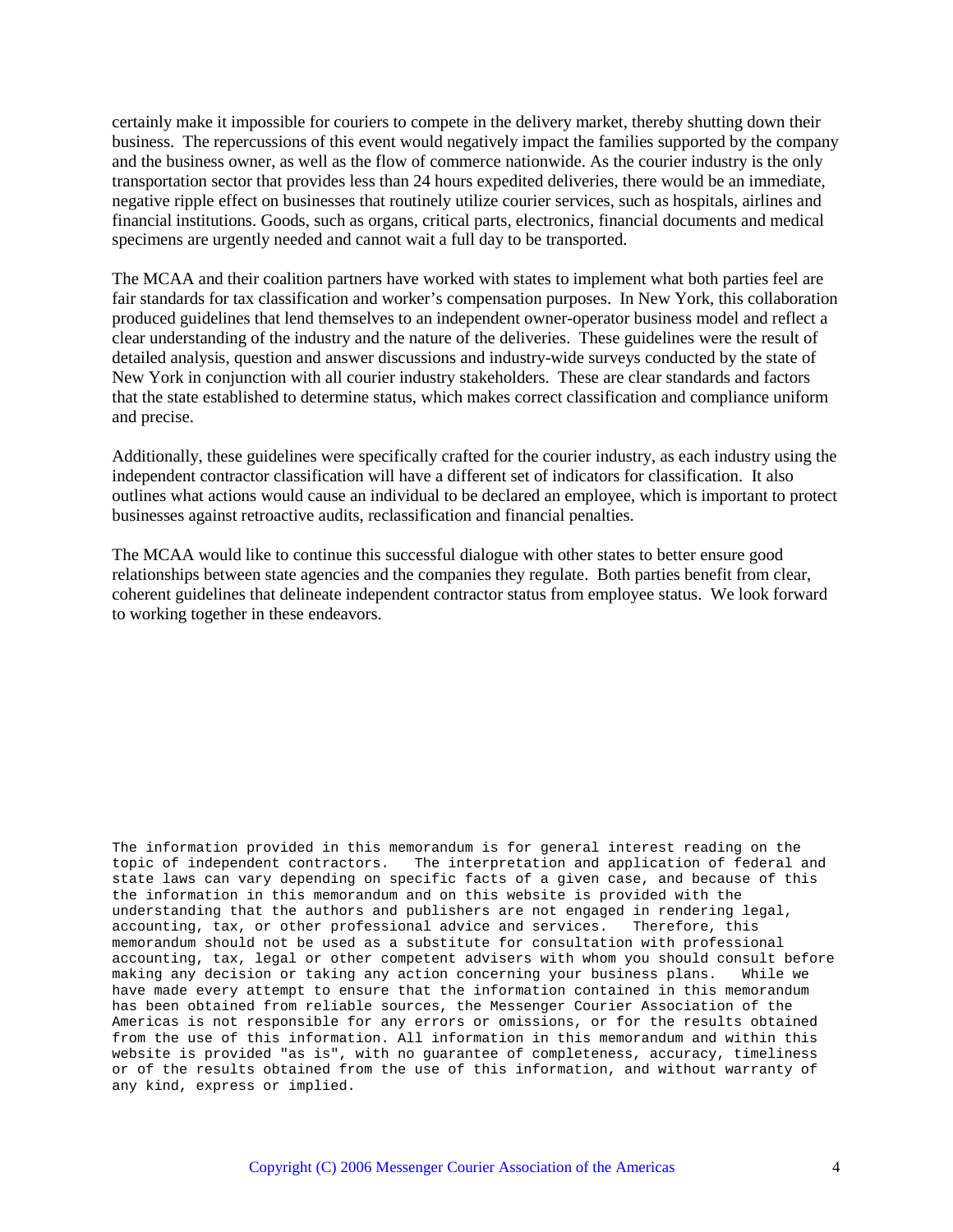certainly make it impossible for couriers to compete in the delivery market, thereby shutting down their business. The repercussions of this event would negatively impact the families supported by the company and the business owner, as well as the flow of commerce nationwide. As the courier industry is the only transportation sector that provides less than 24 hours expedited deliveries, there would be an immediate, negative ripple effect on businesses that routinely utilize courier services, such as hospitals, airlines and financial institutions. Goods, such as organs, critical parts, electronics, financial documents and medical specimens are urgently needed and cannot wait a full day to be transported.

The MCAA and their coalition partners have worked with states to implement what both parties feel are fair standards for tax classification and worker's compensation purposes. In New York, this collaboration produced guidelines that lend themselves to an independent owner-operator business model and reflect a clear understanding of the industry and the nature of the deliveries. These guidelines were the result of detailed analysis, question and answer discussions and industry-wide surveys conducted by the state of New York in conjunction with all courier industry stakeholders. These are clear standards and factors that the state established to determine status, which makes correct classification and compliance uniform and precise.

Additionally, these guidelines were specifically crafted for the courier industry, as each industry using the independent contractor classification will have a different set of indicators for classification. It also outlines what actions would cause an individual to be declared an employee, which is important to protect businesses against retroactive audits, reclassification and financial penalties.

The MCAA would like to continue this successful dialogue with other states to better ensure good relationships between state agencies and the companies they regulate. Both parties benefit from clear, coherent guidelines that delineate independent contractor status from employee status. We look forward to working together in these endeavors.

The information provided in this memorandum is for general interest reading on the topic of independent contractors. The interpretation and application of federal and state laws can vary depending on specific facts of a given case, and because of this the information in this memorandum and on this website is provided with the understanding that the authors and publishers are not engaged in rendering legal, accounting, tax, or other professional advice and services. Therefore, this memorandum should not be used as a substitute for consultation with professional accounting, tax, legal or other competent advisers with whom you should consult before making any decision or taking any action concerning your business plans. While we have made every attempt to ensure that the information contained in this memorandum has been obtained from reliable sources, the Messenger Courier Association of the Americas is not responsible for any errors or omissions, or for the results obtained from the use of this information. All information in this memorandum and within this website is provided "as is", with no guarantee of completeness, accuracy, timeliness or of the results obtained from the use of this information, and without warranty of any kind, express or implied.

Copyright (C) 2006 Messenger Courier Association of the Americas